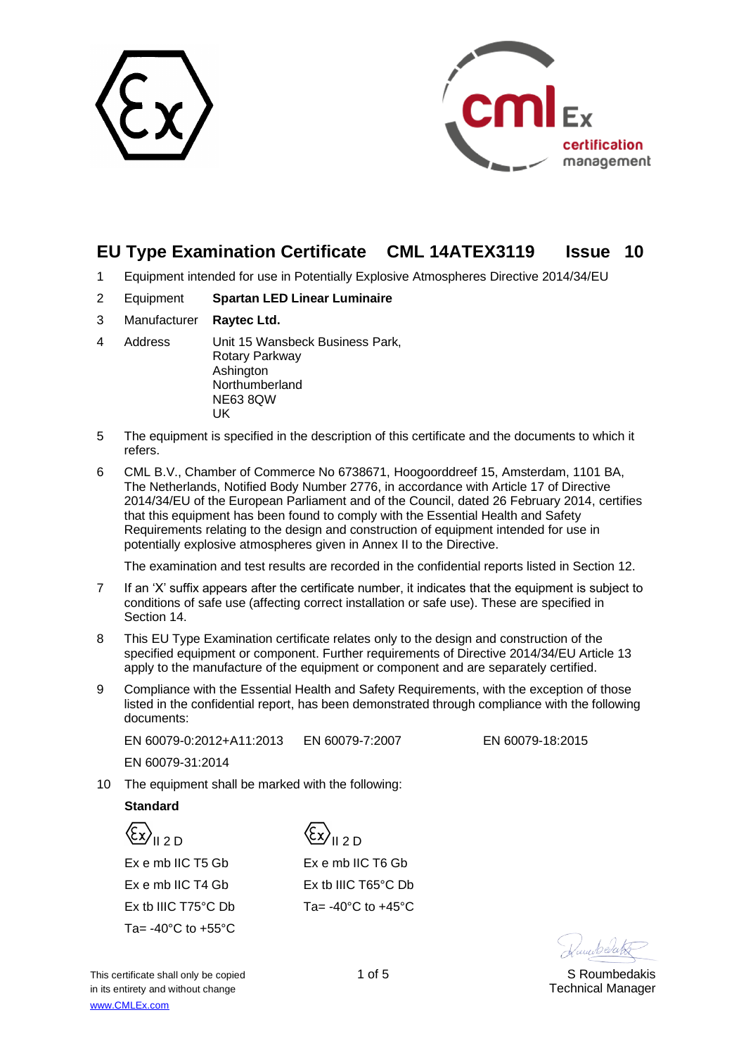# EU Type Examination Certificate CML 14ATEX3119 Issue 10

1 Equipment intended for use in Potentially Explosive Atmospheres Directive 2014/34/EU

2 Equipment **Spartan LED Linear Luminaire**

3 Manufacturer **Raytec Ltd.**

4 Address Unit 15 Wansbeck Business Park,
Rotary Parkway
Ashington
Northumberland
NE63 8QW
UK

5 The equipment is specified in the description of this certificate and the documents to which it refers.

6 CML B.V., Chamber of Commerce No 6738671, Hoogoorddreef 15, Amsterdam, 1101 BA, The Netherlands, Notified Body Number 2776, in accordance with Article 17 of Directive 2014/34/EU of the European Parliament and of the Council, dated 26 February 2014, certifies that this equipment has been found to comply with the Essential Health and Safety Requirements relating to the design and construction of equipment intended for use in potentially explosive atmospheres given in Annex II to the Directive.

The examination and test results are recorded in the confidential reports listed in Section 12.

7 If an 'X' suffix appears after the certificate number, it indicates that the equipment is subject to conditions of safe use (affecting correct installation or safe use). These are specified in Section 14.

8 This EU Type Examination certificate relates only to the design and construction of the specified equipment or component. Further requirements of Directive 2014/34/EU Article 13 apply to the manufacture of the equipment or component and are separately certified.

9 Compliance with the Essential Health and Safety Requirements, with the exception of those listed in the confidential report, has been demonstrated through compliance with the following documents:

EN 60079-0:2012+A11:2013 EN 60079-7:2007 EN 60079-18:2015

EN 60079-31:2014

10 The equipment shall be marked with the following:

**Standard**

| | |
|---|---|
| Ex II 2 D | Ex II 2 D |
| Ex e mb IIC T5 Gb | Ex e mb IIC T6 Gb |
| Ex e mb IIC T4 Gb | Ex tb IIIC T65°C Db |
| Ex tb IIIC T75°C Db | Ta= -40°C to +45°C |
| Ta= -40°C to +55°C | |

This certificate shall only be copied in its entirety and without change
www.CMLEx.com

S Roumbedakis
Technical Manager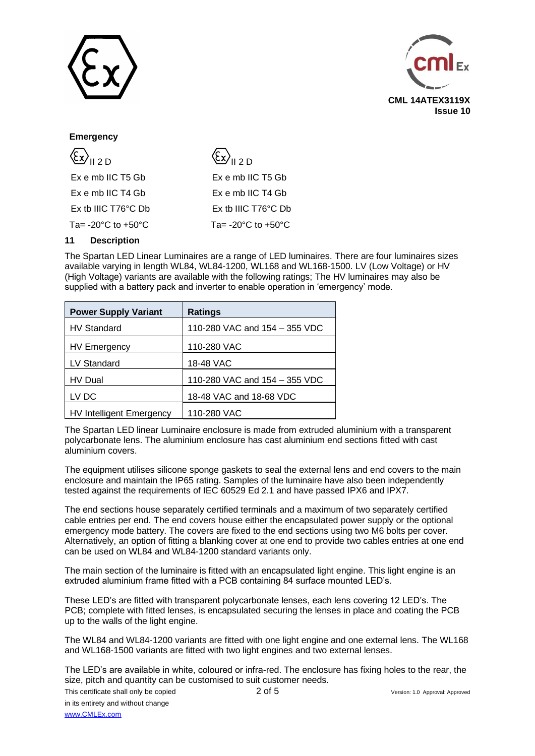**Emergency**

| | |
|---|---|
| Ex II 2 D | Ex II 2 D |
| Ex e mb IIC T5 Gb | Ex e mb IIC T5 Gb |
| Ex e mb IIC T4 Gb | Ex e mb IIC T4 Gb |
| Ex tb IIIC T76°C Db | Ex tb IIIC T76°C Db |
| Ta= -20°C to +50°C | Ta= -20°C to +50°C |

## 11 Description

The Spartan LED Linear Luminaires are a range of LED luminaires. There are four luminaires sizes available varying in length WL84, WL84-1200, WL168 and WL168-1500. LV (Low Voltage) or HV (High Voltage) variants are available with the following ratings; The HV luminaires may also be supplied with a battery pack and inverter to enable operation in 'emergency' mode.

| Power Supply Variant | Ratings |
|---|---|
| HV Standard | 110-280 VAC and 154 – 355 VDC |
| HV Emergency | 110-280 VAC |
| LV Standard | 18-48 VAC |
| HV Dual | 110-280 VAC and 154 – 355 VDC |
| LV DC | 18-48 VAC and 18-68 VDC |
| HV Intelligent Emergency | 110-280 VAC |

The Spartan LED linear Luminaire enclosure is made from extruded aluminium with a transparent polycarbonate lens. The aluminium enclosure has cast aluminium end sections fitted with cast aluminium covers.

The equipment utilises silicone sponge gaskets to seal the external lens and end covers to the main enclosure and maintain the IP65 rating. Samples of the luminaire have also been independently tested against the requirements of IEC 60529 Ed 2.1 and have passed IPX6 and IPX7.

The end sections house separately certified terminals and a maximum of two separately certified cable entries per end. The end covers house either the encapsulated power supply or the optional emergency mode battery. The covers are fixed to the end sections using two M6 bolts per cover. Alternatively, an option of fitting a blanking cover at one end to provide two cables entries at one end can be used on WL84 and WL84-1200 standard variants only.

The main section of the luminaire is fitted with an encapsulated light engine. This light engine is an extruded aluminium frame fitted with a PCB containing 84 surface mounted LED's.

These LED's are fitted with transparent polycarbonate lenses, each lens covering 12 LED's. The PCB; complete with fitted lenses, is encapsulated securing the lenses in place and coating the PCB up to the walls of the light engine.

The WL84 and WL84-1200 variants are fitted with one light engine and one external lens. The WL168 and WL168-1500 variants are fitted with two light engines and two external lenses.

The LED's are available in white, coloured or infra-red. The enclosure has fixing holes to the rear, the size, pitch and quantity can be customised to suit customer needs.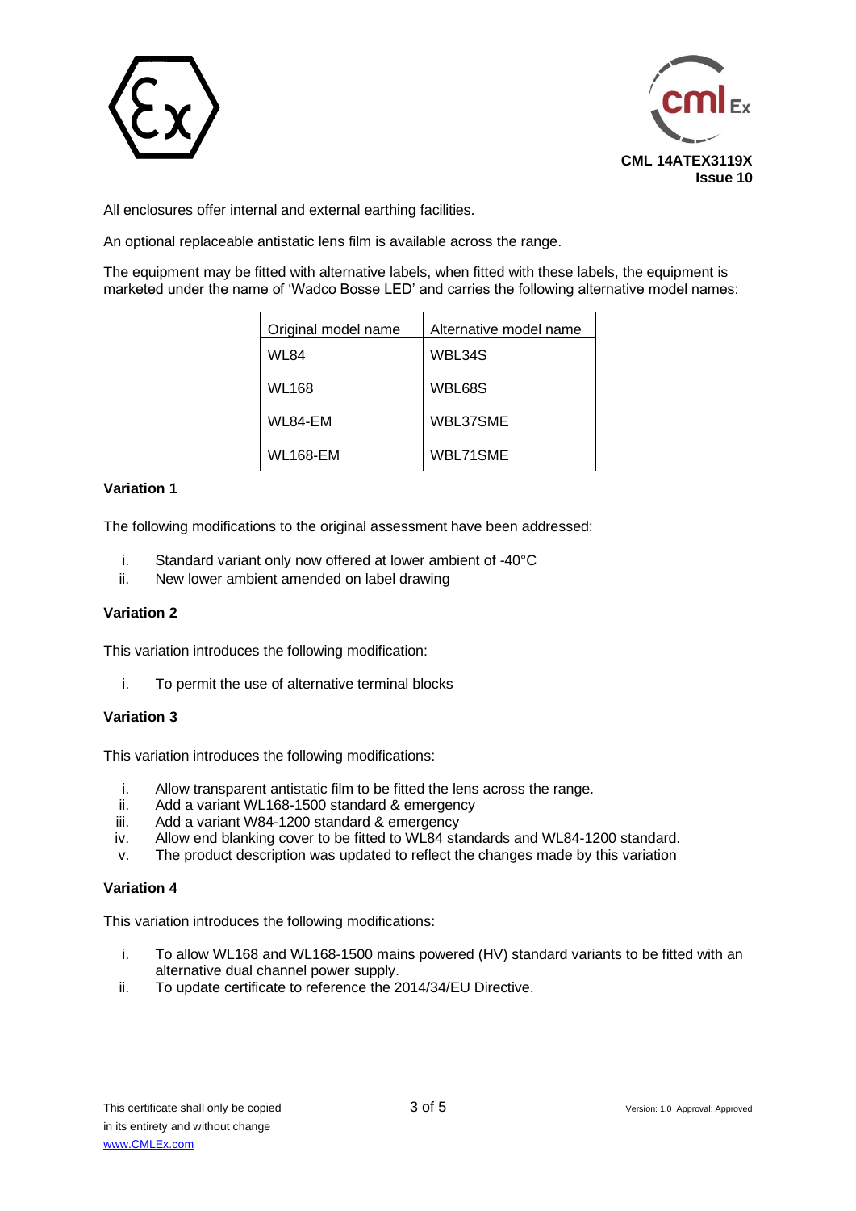All enclosures offer internal and external earthing facilities.

An optional replaceable antistatic lens film is available across the range.

The equipment may be fitted with alternative labels, when fitted with these labels, the equipment is marketed under the name of 'Wadco Bosse LED' and carries the following alternative model names:

| Original model name | Alternative model name |
|---|---|
| WL84 | WBL34S |
| WL168 | WBL68S |
| WL84-EM | WBL37SME |
| WL168-EM | WBL71SME |

**Variation 1**

The following modifications to the original assessment have been addressed:

i. Standard variant only now offered at lower ambient of -40°C
ii. New lower ambient amended on label drawing

**Variation 2**

This variation introduces the following modification:

i. To permit the use of alternative terminal blocks

**Variation 3**

This variation introduces the following modifications:

i. Allow transparent antistatic film to be fitted the lens across the range.
ii. Add a variant WL168-1500 standard & emergency
iii. Add a variant W84-1200 standard & emergency
iv. Allow end blanking cover to be fitted to WL84 standards and WL84-1200 standard.
v. The product description was updated to reflect the changes made by this variation

**Variation 4**

This variation introduces the following modifications:

i. To allow WL168 and WL168-1500 mains powered (HV) standard variants to be fitted with an alternative dual channel power supply.
ii. To update certificate to reference the 2014/34/EU Directive.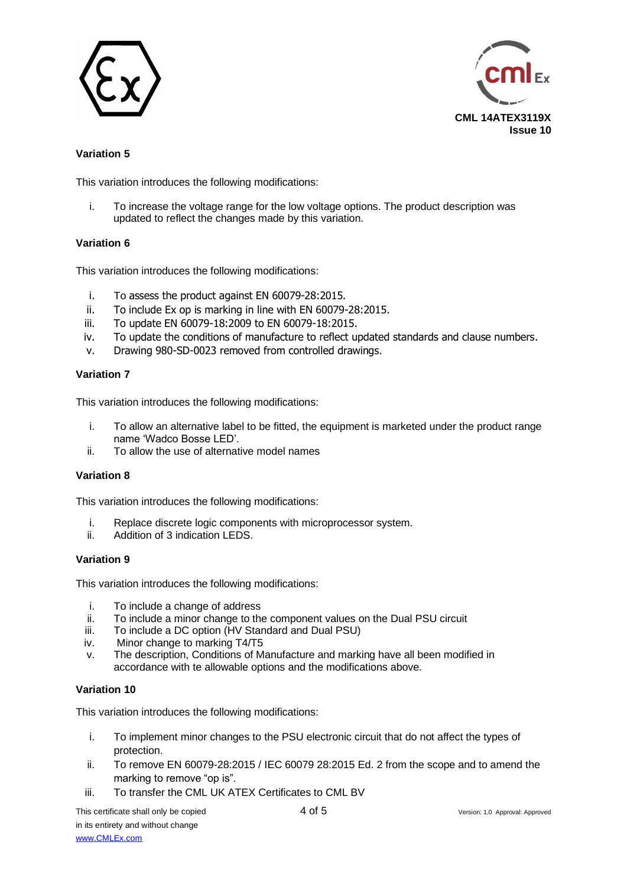### Variation 5

This variation introduces the following modifications:

i. To increase the voltage range for the low voltage options. The product description was updated to reflect the changes made by this variation.

### Variation 6

This variation introduces the following modifications:

i. To assess the product against EN 60079-28:2015.
ii. To include Ex op is marking in line with EN 60079-28:2015.
iii. To update EN 60079-18:2009 to EN 60079-18:2015.
iv. To update the conditions of manufacture to reflect updated standards and clause numbers.
v. Drawing 980-SD-0023 removed from controlled drawings.

### Variation 7

This variation introduces the following modifications:

i. To allow an alternative label to be fitted, the equipment is marketed under the product range name 'Wadco Bosse LED'.
ii. To allow the use of alternative model names

### Variation 8

This variation introduces the following modifications:

i. Replace discrete logic components with microprocessor system.
ii. Addition of 3 indication LEDS.

### Variation 9

This variation introduces the following modifications:

i. To include a change of address
ii. To include a minor change to the component values on the Dual PSU circuit
iii. To include a DC option (HV Standard and Dual PSU)
iv. Minor change to marking T4/T5
v. The description, Conditions of Manufacture and marking have all been modified in accordance with te allowable options and the modifications above.

### Variation 10

This variation introduces the following modifications:

i. To implement minor changes to the PSU electronic circuit that do not affect the types of protection.
ii. To remove EN 60079-28:2015 / IEC 60079 28:2015 Ed. 2 from the scope and to amend the marking to remove "op is".
iii. To transfer the CML UK ATEX Certificates to CML BV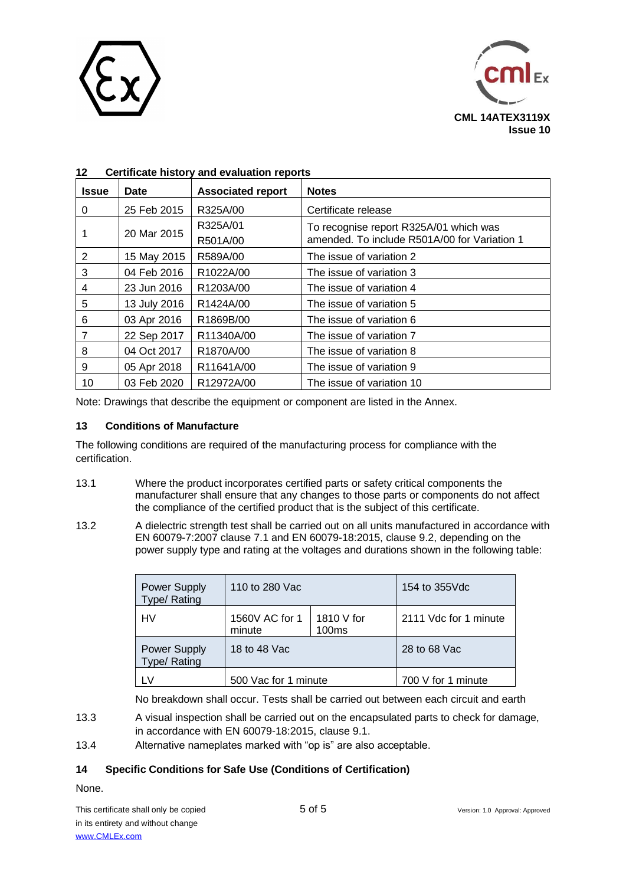## 12 Certificate history and evaluation reports

| Issue | Date | Associated report | Notes |
|---|---|---|---|
| 0 | 25 Feb 2015 | R325A/00 | Certificate release |
| 1 | 20 Mar 2015 | R325A/01<br>R501A/00 | To recognise report R325A/01 which was amended. To include R501A/00 for Variation 1 |
| 2 | 15 May 2015 | R589A/00 | The issue of variation 2 |
| 3 | 04 Feb 2016 | R1022A/00 | The issue of variation 3 |
| 4 | 23 Jun 2016 | R1203A/00 | The issue of variation 4 |
| 5 | 13 July 2016 | R1424A/00 | The issue of variation 5 |
| 6 | 03 Apr 2016 | R1869B/00 | The issue of variation 6 |
| 7 | 22 Sep 2017 | R11340A/00 | The issue of variation 7 |
| 8 | 04 Oct 2017 | R1870A/00 | The issue of variation 8 |
| 9 | 05 Apr 2018 | R11641A/00 | The issue of variation 9 |
| 10 | 03 Feb 2020 | R12972A/00 | The issue of variation 10 |

Note: Drawings that describe the equipment or component are listed in the Annex.

## 13 Conditions of Manufacture

The following conditions are required of the manufacturing process for compliance with the certification.

13.1 Where the product incorporates certified parts or safety critical components the manufacturer shall ensure that any changes to those parts or components do not affect the compliance of the certified product that is the subject of this certificate.

13.2 A dielectric strength test shall be carried out on all units manufactured in accordance with EN 60079-7:2007 clause 7.1 and EN 60079-18:2015, clause 9.2, depending on the power supply type and rating at the voltages and durations shown in the following table:

| Power Supply Type/ Rating | 110 to 280 Vac | | 154 to 355Vdc |
|---|---|---|---|
| HV | 1560V AC for 1 minute | 1810 V for 100ms | 2111 Vdc for 1 minute |
| Power Supply Type/ Rating | 18 to 48 Vac | | 28 to 68 Vac |
| LV | 500 Vac for 1 minute | | 700 V for 1 minute |

No breakdown shall occur. Tests shall be carried out between each circuit and earth

13.3 A visual inspection shall be carried out on the encapsulated parts to check for damage, in accordance with EN 60079-18:2015, clause 9.1.

13.4 Alternative nameplates marked with "op is" are also acceptable.

## 14 Specific Conditions for Safe Use (Conditions of Certification)

None.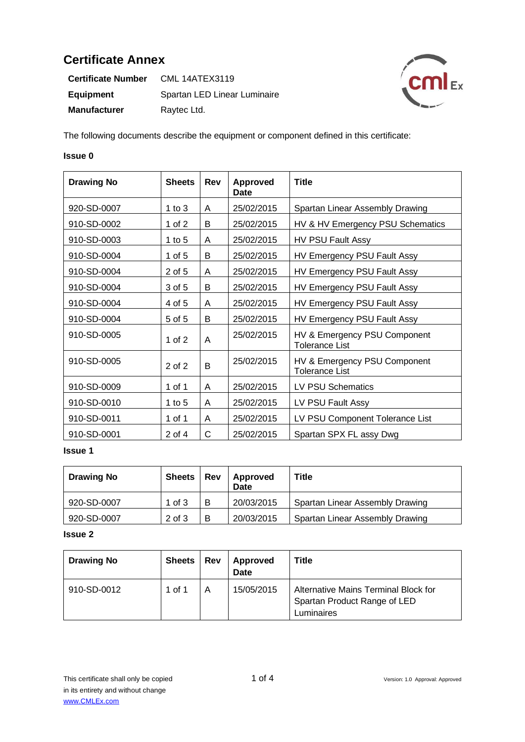# Certificate Annex

| | |
|---|---|
| **Certificate Number** | CML 14ATEX3119 |
| **Equipment** | Spartan LED Linear Luminaire |
| **Manufacturer** | Raytec Ltd. |

The following documents describe the equipment or component defined in this certificate:

**Issue 0**

| Drawing No | Sheets | Rev | Approved Date | Title |
|---|---|---|---|---|
| 920-SD-0007 | 1 to 3 | A | 25/02/2015 | Spartan Linear Assembly Drawing |
| 910-SD-0002 | 1 of 2 | B | 25/02/2015 | HV & HV Emergency PSU Schematics |
| 910-SD-0003 | 1 to 5 | A | 25/02/2015 | HV PSU Fault Assy |
| 910-SD-0004 | 1 of 5 | B | 25/02/2015 | HV Emergency PSU Fault Assy |
| 910-SD-0004 | 2 of 5 | A | 25/02/2015 | HV Emergency PSU Fault Assy |
| 910-SD-0004 | 3 of 5 | B | 25/02/2015 | HV Emergency PSU Fault Assy |
| 910-SD-0004 | 4 of 5 | A | 25/02/2015 | HV Emergency PSU Fault Assy |
| 910-SD-0004 | 5 of 5 | B | 25/02/2015 | HV Emergency PSU Fault Assy |
| 910-SD-0005 | 1 of 2 | A | 25/02/2015 | HV & Emergency PSU Component Tolerance List |
| 910-SD-0005 | 2 of 2 | B | 25/02/2015 | HV & Emergency PSU Component Tolerance List |
| 910-SD-0009 | 1 of 1 | A | 25/02/2015 | LV PSU Schematics |
| 910-SD-0010 | 1 to 5 | A | 25/02/2015 | LV PSU Fault Assy |
| 910-SD-0011 | 1 of 1 | A | 25/02/2015 | LV PSU Component Tolerance List |
| 910-SD-0001 | 2 of 4 | C | 25/02/2015 | Spartan SPX FL assy Dwg |

**Issue 1**

| Drawing No | Sheets | Rev | Approved Date | Title |
|---|---|---|---|---|
| 920-SD-0007 | 1 of 3 | B | 20/03/2015 | Spartan Linear Assembly Drawing |
| 920-SD-0007 | 2 of 3 | B | 20/03/2015 | Spartan Linear Assembly Drawing |

**Issue 2**

| Drawing No | Sheets | Rev | Approved Date | Title |
|---|---|---|---|---|
| 910-SD-0012 | 1 of 1 | A | 15/05/2015 | Alternative Mains Terminal Block for Spartan Product Range of LED Luminaires |

This certificate shall only be copied in its entirety and without change
www.CMLEx.com

Version: 1.0 Approval: Approved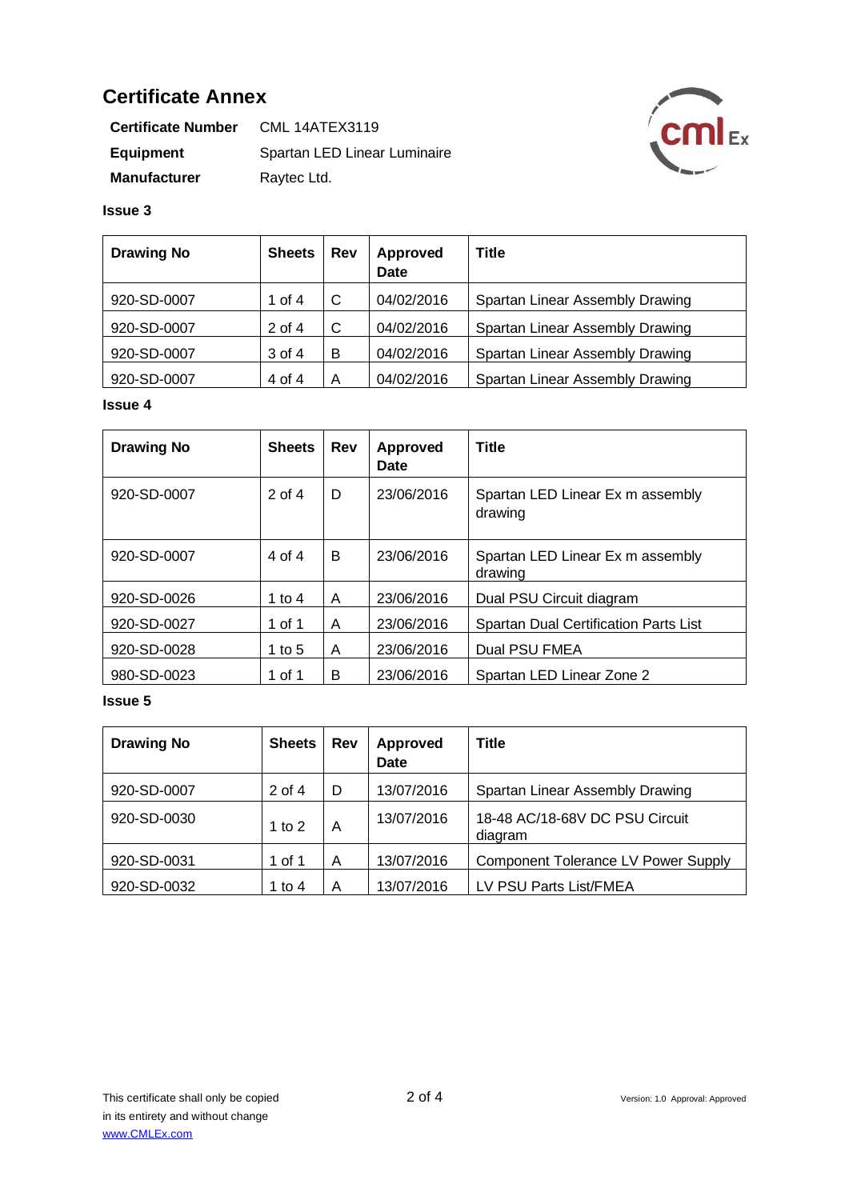# Certificate Annex

**Certificate Number** CML 14ATEX3119

**Equipment** Spartan LED Linear Luminaire

**Manufacturer** Raytec Ltd.

**Issue 3**

| Drawing No | Sheets | Rev | Approved Date | Title |
|---|---|---|---|---|
| 920-SD-0007 | 1 of 4 | C | 04/02/2016 | Spartan Linear Assembly Drawing |
| 920-SD-0007 | 2 of 4 | C | 04/02/2016 | Spartan Linear Assembly Drawing |
| 920-SD-0007 | 3 of 4 | B | 04/02/2016 | Spartan Linear Assembly Drawing |
| 920-SD-0007 | 4 of 4 | A | 04/02/2016 | Spartan Linear Assembly Drawing |

**Issue 4**

| Drawing No | Sheets | Rev | Approved Date | Title |
|---|---|---|---|---|
| 920-SD-0007 | 2 of 4 | D | 23/06/2016 | Spartan LED Linear Ex m assembly drawing |
| 920-SD-0007 | 4 of 4 | B | 23/06/2016 | Spartan LED Linear Ex m assembly drawing |
| 920-SD-0026 | 1 to 4 | A | 23/06/2016 | Dual PSU Circuit diagram |
| 920-SD-0027 | 1 of 1 | A | 23/06/2016 | Spartan Dual Certification Parts List |
| 920-SD-0028 | 1 to 5 | A | 23/06/2016 | Dual PSU FMEA |
| 980-SD-0023 | 1 of 1 | B | 23/06/2016 | Spartan LED Linear Zone 2 |

**Issue 5**

| Drawing No | Sheets | Rev | Approved Date | Title |
|---|---|---|---|---|
| 920-SD-0007 | 2 of 4 | D | 13/07/2016 | Spartan Linear Assembly Drawing |
| 920-SD-0030 | 1 to 2 | A | 13/07/2016 | 18-48 AC/18-68V DC PSU Circuit diagram |
| 920-SD-0031 | 1 of 1 | A | 13/07/2016 | Component Tolerance LV Power Supply |
| 920-SD-0032 | 1 to 4 | A | 13/07/2016 | LV PSU Parts List/FMEA |

This certificate shall only be copied in its entirety and without change
www.CMLEx.com

Version: 1.0 Approval: Approved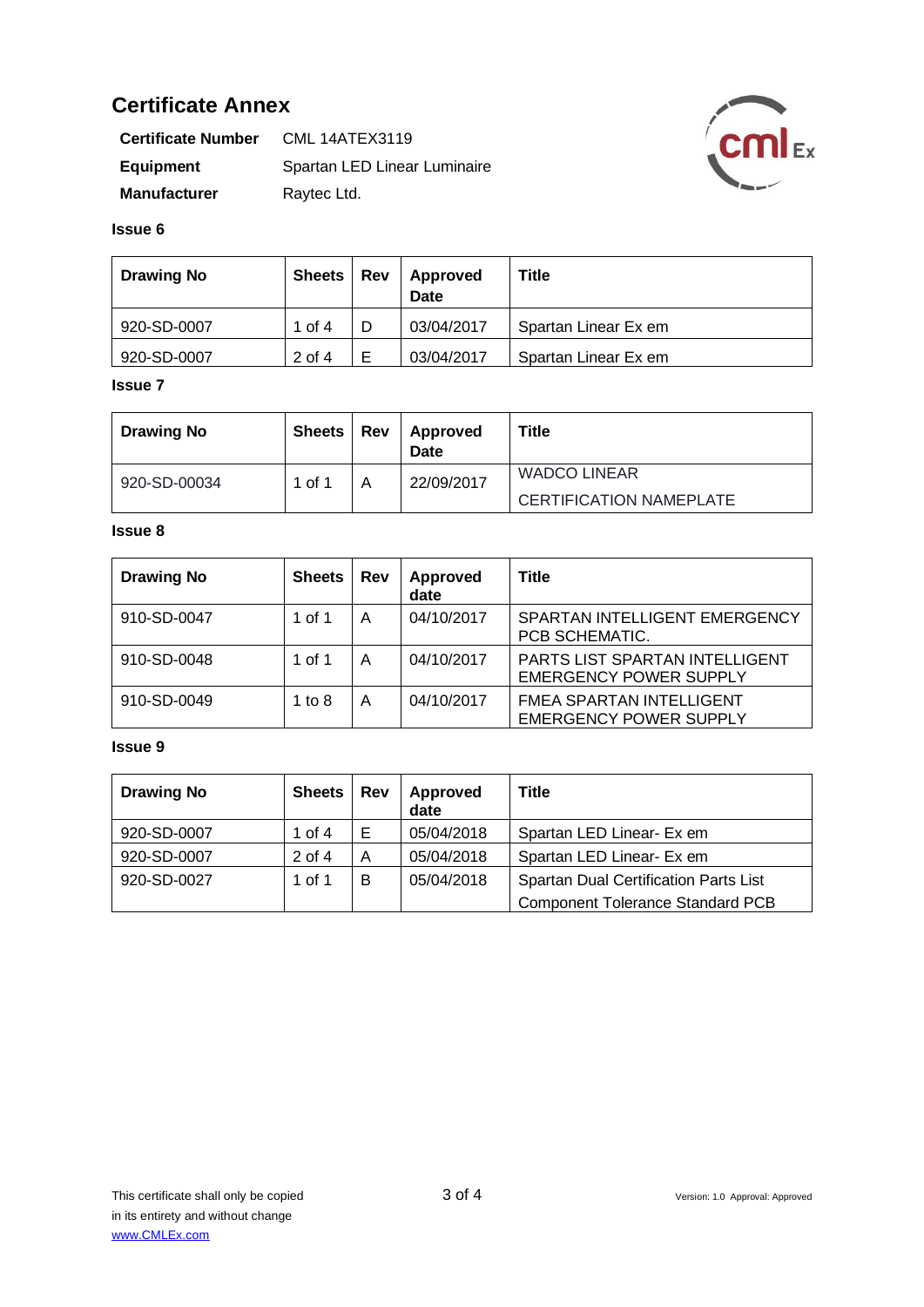## Certificate Annex

**Certificate Number** CML 14ATEX3119

**Equipment** Spartan LED Linear Luminaire

**Manufacturer** Raytec Ltd.

**Issue 6**

| Drawing No | Sheets | Rev | Approved Date | Title |
|---|---|---|---|---|
| 920-SD-0007 | 1 of 4 | D | 03/04/2017 | Spartan Linear Ex em |
| 920-SD-0007 | 2 of 4 | E | 03/04/2017 | Spartan Linear Ex em |

**Issue 7**

| Drawing No | Sheets | Rev | Approved Date | Title |
|---|---|---|---|---|
| 920-SD-00034 | 1 of 1 | A | 22/09/2017 | WADCO LINEAR CERTIFICATION NAMEPLATE |

**Issue 8**

| Drawing No | Sheets | Rev | Approved date | Title |
|---|---|---|---|---|
| 910-SD-0047 | 1 of 1 | A | 04/10/2017 | SPARTAN INTELLIGENT EMERGENCY PCB SCHEMATIC. |
| 910-SD-0048 | 1 of 1 | A | 04/10/2017 | PARTS LIST SPARTAN INTELLIGENT EMERGENCY POWER SUPPLY |
| 910-SD-0049 | 1 to 8 | A | 04/10/2017 | FMEA SPARTAN INTELLIGENT EMERGENCY POWER SUPPLY |

**Issue 9**

| Drawing No | Sheets | Rev | Approved date | Title |
|---|---|---|---|---|
| 920-SD-0007 | 1 of 4 | E | 05/04/2018 | Spartan LED Linear- Ex em |
| 920-SD-0007 | 2 of 4 | A | 05/04/2018 | Spartan LED Linear- Ex em |
| 920-SD-0027 | 1 of 1 | B | 05/04/2018 | Spartan Dual Certification Parts List Component Tolerance Standard PCB |

This certificate shall only be copied in its entirety and without change
www.CMLEx.com

Version: 1.0 Approval: Approved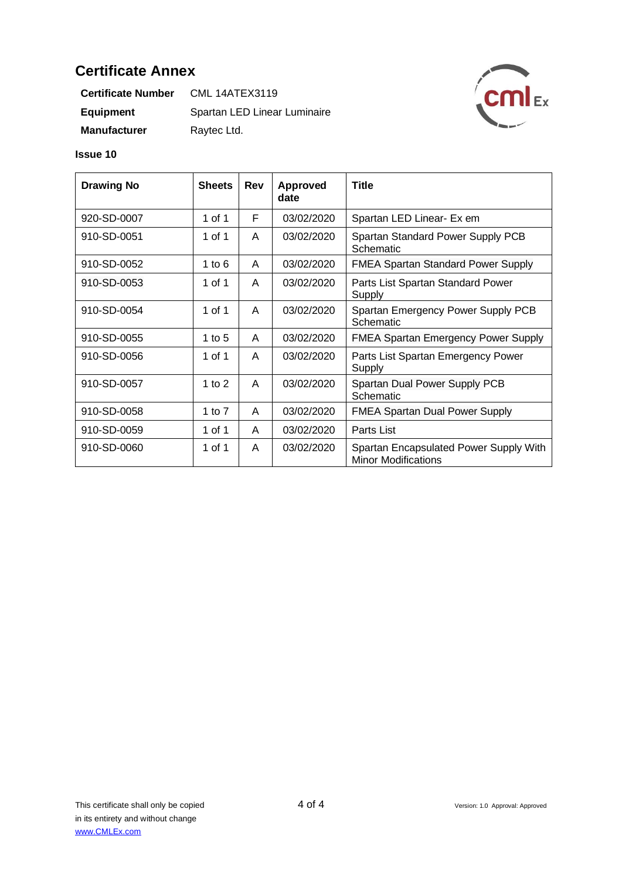# Certificate Annex

**Certificate Number** CML 14ATEX3119

**Equipment** Spartan LED Linear Luminaire

**Manufacturer** Raytec Ltd.

**Issue 10**

| Drawing No | Sheets | Rev | Approved date | Title |
|---|---|---|---|---|
| 920-SD-0007 | 1 of 1 | F | 03/02/2020 | Spartan LED Linear- Ex em |
| 910-SD-0051 | 1 of 1 | A | 03/02/2020 | Spartan Standard Power Supply PCB Schematic |
| 910-SD-0052 | 1 to 6 | A | 03/02/2020 | FMEA Spartan Standard Power Supply |
| 910-SD-0053 | 1 of 1 | A | 03/02/2020 | Parts List Spartan Standard Power Supply |
| 910-SD-0054 | 1 of 1 | A | 03/02/2020 | Spartan Emergency Power Supply PCB Schematic |
| 910-SD-0055 | 1 to 5 | A | 03/02/2020 | FMEA Spartan Emergency Power Supply |
| 910-SD-0056 | 1 of 1 | A | 03/02/2020 | Parts List Spartan Emergency Power Supply |
| 910-SD-0057 | 1 to 2 | A | 03/02/2020 | Spartan Dual Power Supply PCB Schematic |
| 910-SD-0058 | 1 to 7 | A | 03/02/2020 | FMEA Spartan Dual Power Supply |
| 910-SD-0059 | 1 of 1 | A | 03/02/2020 | Parts List |
| 910-SD-0060 | 1 of 1 | A | 03/02/2020 | Spartan Encapsulated Power Supply With Minor Modifications |

This certificate shall only be copied in its entirety and without change
www.CMLEx.com

Version: 1.0 Approval: Approved